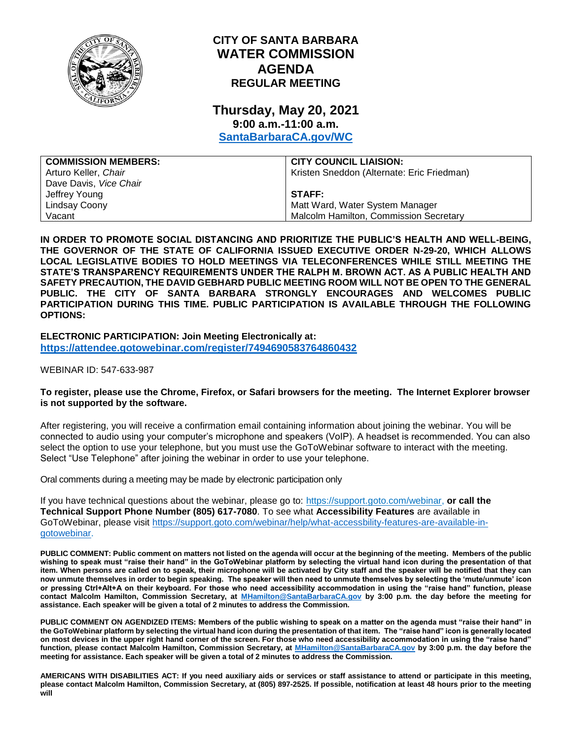# CITY OF SANTA BARBARA
# WATER COMMISSION
# AGENDA
## REGULAR MEETING

## Thursday, May 20, 2021
### 9:00 a.m.-11:00 a.m.
### [SantaBarbaraCA.gov/WC](SantaBarbaraCA.gov/WC)

| COMMISSION MEMBERS: | CITY COUNCIL LIAISION: |
|---|---|
| Arturo Keller, *Chair* | Kristen Sneddon (Alternate: Eric Friedman) |
| Dave Davis, *Vice Chair* | |
| Jeffrey Young | **STAFF:** |
| Lindsay Coony | Matt Ward, Water System Manager |
| Vacant | Malcolm Hamilton, Commission Secretary |

**IN ORDER TO PROMOTE SOCIAL DISTANCING AND PRIORITIZE THE PUBLIC'S HEALTH AND WELL-BEING, THE GOVERNOR OF THE STATE OF CALIFORNIA ISSUED EXECUTIVE ORDER N-29-20, WHICH ALLOWS LOCAL LEGISLATIVE BODIES TO HOLD MEETINGS VIA TELECONFERENCES WHILE STILL MEETING THE STATE'S TRANSPARENCY REQUIREMENTS UNDER THE RALPH M. BROWN ACT. AS A PUBLIC HEALTH AND SAFETY PRECAUTION, THE DAVID GEBHARD PUBLIC MEETING ROOM WILL NOT BE OPEN TO THE GENERAL PUBLIC. THE CITY OF SANTA BARBARA STRONGLY ENCOURAGES AND WELCOMES PUBLIC PARTICIPATION DURING THIS TIME. PUBLIC PARTICIPATION IS AVAILABLE THROUGH THE FOLLOWING OPTIONS:**

**ELECTRONIC PARTICIPATION: Join Meeting Electronically at:**
**<https://attendee.gotowebinar.com/register/7494690583764860432>**

WEBINAR ID: 547-633-987

**To register, please use the Chrome, Firefox, or Safari browsers for the meeting. The Internet Explorer browser is not supported by the software.**

After registering, you will receive a confirmation email containing information about joining the webinar. You will be connected to audio using your computer's microphone and speakers (VoIP). A headset is recommended. You can also select the option to use your telephone, but you must use the GoToWebinar software to interact with the meeting. Select "Use Telephone" after joining the webinar in order to use your telephone.

Oral comments during a meeting may be made by electronic participation only

If you have technical questions about the webinar, please go to: <https://support.goto.com/webinar>, **or call the Technical Support Phone Number (805) 617-7080**. To see what **Accessibility Features** are available in GoToWebinar, please visit <https://support.goto.com/webinar/help/what-accessbility-features-are-available-in-gotowebinar>.

**PUBLIC COMMENT: Public comment on matters not listed on the agenda will occur at the beginning of the meeting. Members of the public wishing to speak must "raise their hand" in the GoToWebinar platform by selecting the virtual hand icon during the presentation of that item. When persons are called on to speak, their microphone will be activated by City staff and the speaker will be notified that they can now unmute themselves in order to begin speaking. The speaker will then need to unmute themselves by selecting the 'mute/unmute' icon or pressing Ctrl+Alt+A on their keyboard. For those who need accessibility accommodation in using the "raise hand" function, please contact Malcolm Hamilton, Commission Secretary, at [MHamilton@SantaBarbaraCA.gov](mailto:MHamilton@SantaBarbaraCA.gov) by 3:00 p.m. the day before the meeting for assistance. Each speaker will be given a total of 2 minutes to address the Commission.**

**PUBLIC COMMENT ON AGENDIZED ITEMS: Members of the public wishing to speak on a matter on the agenda must "raise their hand" in the GoToWebinar platform by selecting the virtual hand icon during the presentation of that item. The "raise hand" icon is generally located on most devices in the upper right hand corner of the screen. For those who need accessibility accommodation in using the "raise hand" function, please contact Malcolm Hamilton, Commission Secretary, at [MHamilton@SantaBarbaraCA.gov](mailto:MHamilton@SantaBarbaraCA.gov) by 3:00 p.m. the day before the meeting for assistance. Each speaker will be given a total of 2 minutes to address the Commission.**

**AMERICANS WITH DISABILITIES ACT: If you need auxiliary aids or services or staff assistance to attend or participate in this meeting, please contact Malcolm Hamilton, Commission Secretary, at (805) 897-2525. If possible, notification at least 48 hours prior to the meeting will**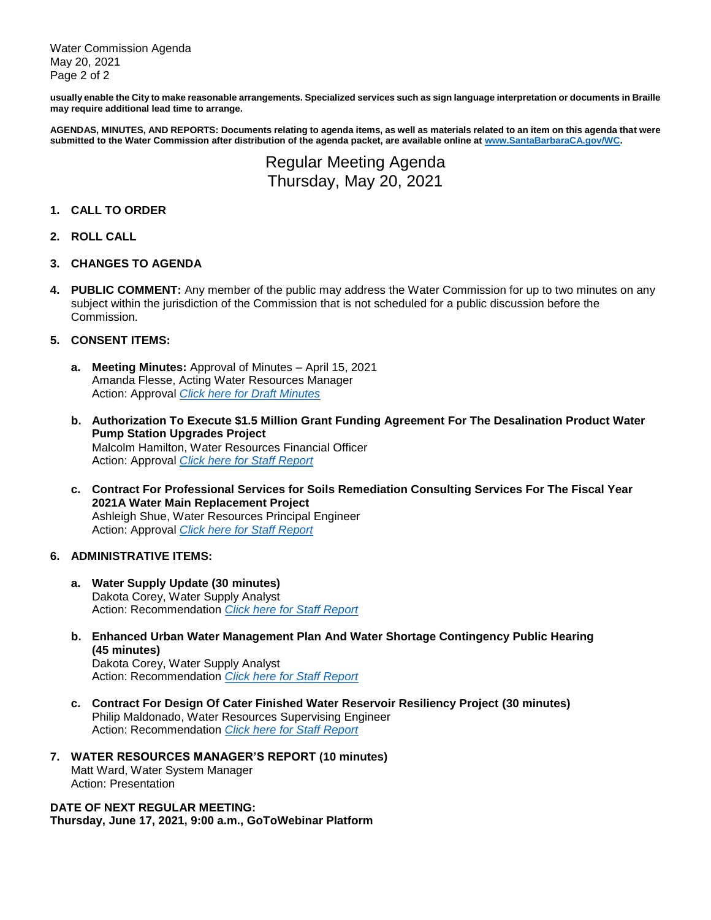**usually enable the City to make reasonable arrangements. Specialized services such as sign language interpretation or documents in Braille may require additional lead time to arrange.**

**AGENDAS, MINUTES, AND REPORTS: Documents relating to agenda items, as well as materials related to an item on this agenda that were submitted to the Water Commission after distribution of the agenda packet, are available online at [www.SantaBarbaraCA.gov/WC](www.SantaBarbaraCA.gov/WC).**

# Regular Meeting Agenda
# Thursday, May 20, 2021

1. **CALL TO ORDER**

2. **ROLL CALL**

3. **CHANGES TO AGENDA**

4. **PUBLIC COMMENT:** Any member of the public may address the Water Commission for up to two minutes on any subject within the jurisdiction of the Commission that is not scheduled for a public discussion before the Commission.

5. **CONSENT ITEMS:**

   a. **Meeting Minutes:** Approval of Minutes – April 15, 2021
   Amanda Flesse, Acting Water Resources Manager
   Action: Approval *Click here for Draft Minutes*

   b. **Authorization To Execute $1.5 Million Grant Funding Agreement For The Desalination Product Water Pump Station Upgrades Project**
   Malcolm Hamilton, Water Resources Financial Officer
   Action: Approval *Click here for Staff Report*

   c. **Contract For Professional Services for Soils Remediation Consulting Services For The Fiscal Year 2021A Water Main Replacement Project**
   Ashleigh Shue, Water Resources Principal Engineer
   Action: Approval *Click here for Staff Report*

6. **ADMINISTRATIVE ITEMS:**

   a. **Water Supply Update (30 minutes)**
   Dakota Corey, Water Supply Analyst
   Action: Recommendation *Click here for Staff Report*

   b. **Enhanced Urban Water Management Plan And Water Shortage Contingency Public Hearing (45 minutes)**
   Dakota Corey, Water Supply Analyst
   Action: Recommendation *Click here for Staff Report*

   c. **Contract For Design Of Cater Finished Water Reservoir Resiliency Project (30 minutes)**
   Philip Maldonado, Water Resources Supervising Engineer
   Action: Recommendation *Click here for Staff Report*

7. **WATER RESOURCES MANAGER'S REPORT (10 minutes)**
   Matt Ward, Water System Manager
   Action: Presentation

**DATE OF NEXT REGULAR MEETING:**
**Thursday, June 17, 2021, 9:00 a.m., GoToWebinar Platform**